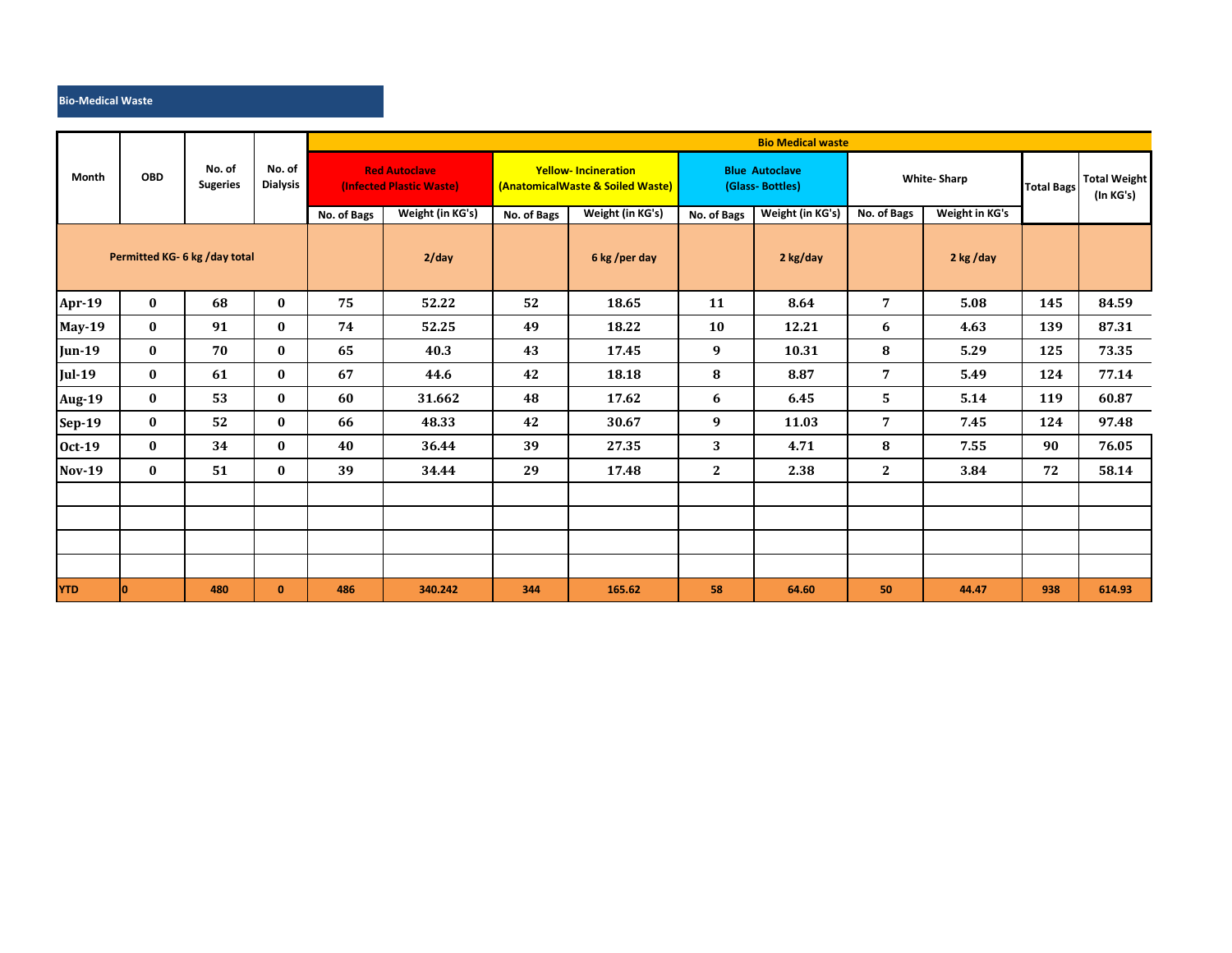## Bio-Medical Waste

| Month | OBD | No. of Sugeries | No. of Dialysis | Bio Medical waste | | | | | | | | | |
|---|---|---|---|---|---|---|---|---|---|---|---|---|---|
| | | | | Red Autoclave (Infected Plastic Waste) | | Yellow- Incineration (AnatomicalWaste & Soiled Waste) | | Blue Autoclave (Glass- Bottles) | | White- Sharp | | Total Bags | Total Weight (In KG's) |
| | | | | No. of Bags | Weight (in KG's) | No. of Bags | Weight (in KG's) | No. of Bags | Weight (in KG's) | No. of Bags | Weight in KG's | | |
| Permitted KG- 6 kg /day total | | | | | 2/day | | 6 kg /per day | | 2 kg/day | | 2 kg /day | | |
| Apr-19 | 0 | 68 | 0 | 75 | 52.22 | 52 | 18.65 | 11 | 8.64 | 7 | 5.08 | 145 | 84.59 |
| May-19 | 0 | 91 | 0 | 74 | 52.25 | 49 | 18.22 | 10 | 12.21 | 6 | 4.63 | 139 | 87.31 |
| Jun-19 | 0 | 70 | 0 | 65 | 40.3 | 43 | 17.45 | 9 | 10.31 | 8 | 5.29 | 125 | 73.35 |
| Jul-19 | 0 | 61 | 0 | 67 | 44.6 | 42 | 18.18 | 8 | 8.87 | 7 | 5.49 | 124 | 77.14 |
| Aug-19 | 0 | 53 | 0 | 60 | 31.662 | 48 | 17.62 | 6 | 6.45 | 5 | 5.14 | 119 | 60.87 |
| Sep-19 | 0 | 52 | 0 | 66 | 48.33 | 42 | 30.67 | 9 | 11.03 | 7 | 7.45 | 124 | 97.48 |
| Oct-19 | 0 | 34 | 0 | 40 | 36.44 | 39 | 27.35 | 3 | 4.71 | 8 | 7.55 | 90 | 76.05 |
| Nov-19 | 0 | 51 | 0 | 39 | 34.44 | 29 | 17.48 | 2 | 2.38 | 2 | 3.84 | 72 | 58.14 |
| | | | | | | | | | | | | | |
| | | | | | | | | | | | | | |
| | | | | | | | | | | | | | |
| | | | | | | | | | | | | | |
| YTD | 0 | 480 | 0 | 486 | 340.242 | 344 | 165.62 | 58 | 64.60 | 50 | 44.47 | 938 | 614.93 |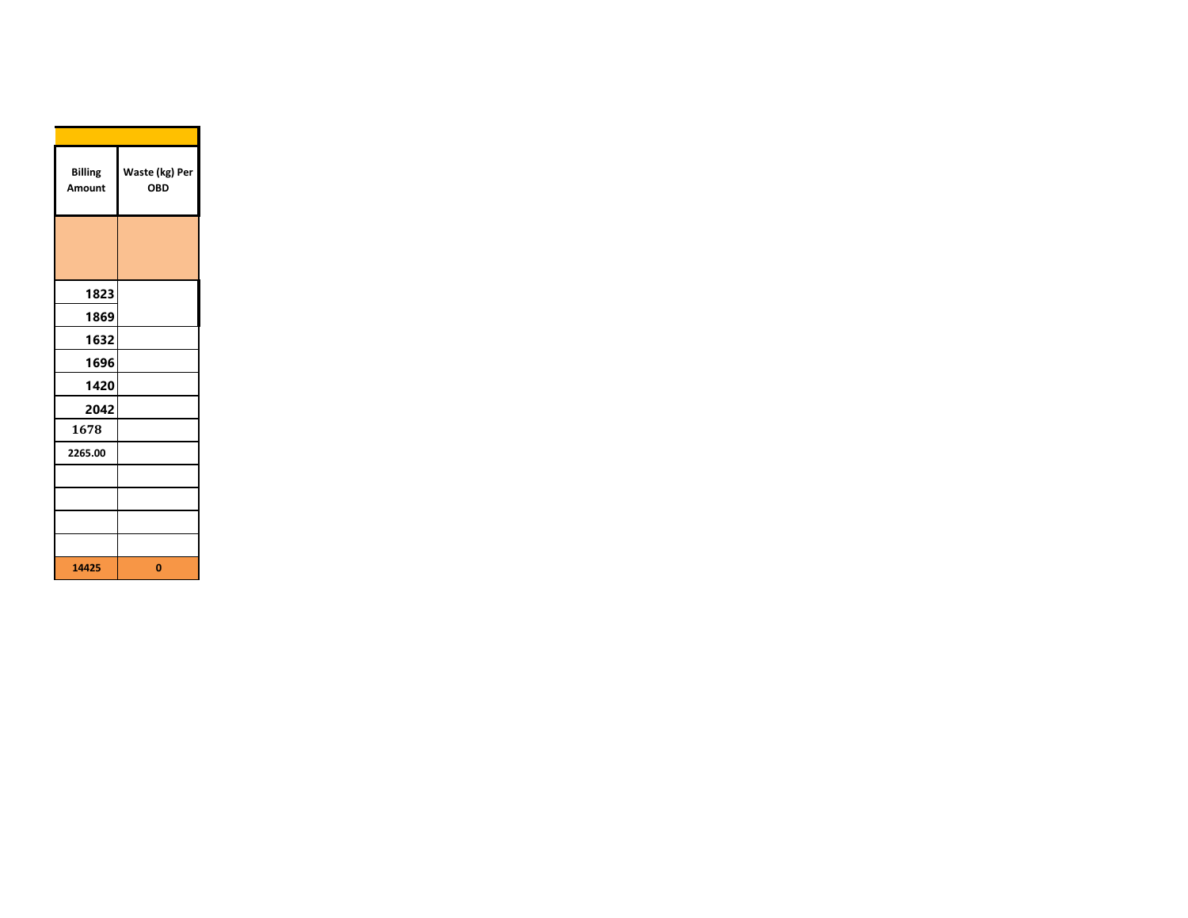| Billing Amount | Waste (kg) Per OBD |
| --- | --- |
| | |
| 1823 | |
| 1869 | |
| 1632 | |
| 1696 | |
| 1420 | |
| 2042 | |
| 1678 | |
| 2265.00 | |
| | |
| | |
| | |
| | |
| 14425 | 0 |